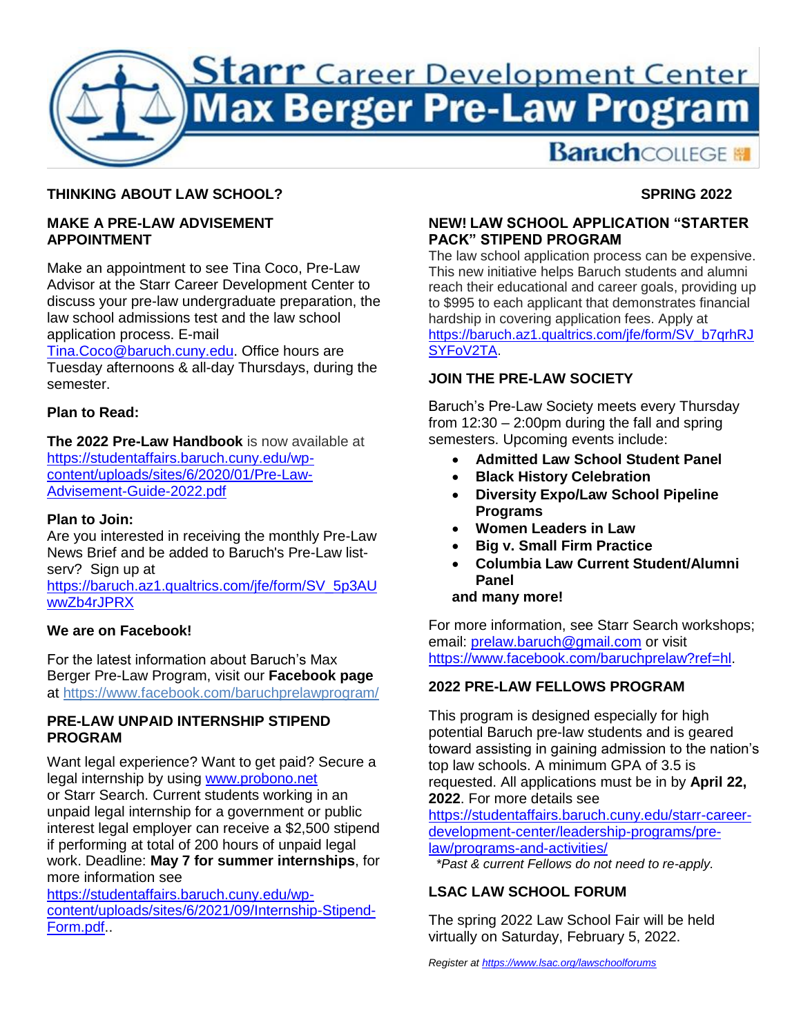# Starr Career Development Center
# Max Berger Pre-Law Program
Baruch COLLEGE

**THINKING ABOUT LAW SCHOOL?** **SPRING 2022**

## MAKE A PRE-LAW ADVISEMENT APPOINTMENT

Make an appointment to see Tina Coco, Pre-Law Advisor at the Starr Career Development Center to discuss your pre-law undergraduate preparation, the law school admissions test and the law school application process. E-mail Tina.Coco@baruch.cuny.edu. Office hours are Tuesday afternoons & all-day Thursdays, during the semester.

**Plan to Read:**

**The 2022 Pre-Law Handbook** is now available at https://studentaffairs.baruch.cuny.edu/wp-content/uploads/sites/6/2020/01/Pre-Law-Advisement-Guide-2022.pdf

**Plan to Join:**
Are you interested in receiving the monthly Pre-Law News Brief and be added to Baruch's Pre-Law list-serv? Sign up at https://baruch.az1.qualtrics.com/jfe/form/SV_5p3AUwwZb4rJPRX

**We are on Facebook!**

For the latest information about Baruch's Max Berger Pre-Law Program, visit our **Facebook page** at https://www.facebook.com/baruchprelawprogram/

## PRE-LAW UNPAID INTERNSHIP STIPEND PROGRAM

Want legal experience? Want to get paid? Secure a legal internship by using www.probono.net or Starr Search. Current students working in an unpaid legal internship for a government or public interest legal employer can receive a $2,500 stipend if performing at total of 200 hours of unpaid legal work. Deadline: **May 7 for summer internships**, for more information see https://studentaffairs.baruch.cuny.edu/wp-content/uploads/sites/6/2021/09/Internship-Stipend-Form.pdf..

## NEW! LAW SCHOOL APPLICATION "STARTER PACK" STIPEND PROGRAM

The law school application process can be expensive. This new initiative helps Baruch students and alumni reach their educational and career goals, providing up to $995 to each applicant that demonstrates financial hardship in covering application fees. Apply at https://baruch.az1.qualtrics.com/jfe/form/SV_b7qrhRJSYFoV2TA.

## JOIN THE PRE-LAW SOCIETY

Baruch's Pre-Law Society meets every Thursday from 12:30 – 2:00pm during the fall and spring semesters. Upcoming events include:

- **Admitted Law School Student Panel**
- **Black History Celebration**
- **Diversity Expo/Law School Pipeline Programs**
- **Women Leaders in Law**
- **Big v. Small Firm Practice**
- **Columbia Law Current Student/Alumni Panel**

**and many more!**

For more information, see Starr Search workshops; email: prelaw.baruch@gmail.com or visit https://www.facebook.com/baruchprelaw?ref=hl.

## 2022 PRE-LAW FELLOWS PROGRAM

This program is designed especially for high potential Baruch pre-law students and is geared toward assisting in gaining admission to the nation's top law schools. A minimum GPA of 3.5 is requested. All applications must be in by **April 22, 2022**. For more details see https://studentaffairs.baruch.cuny.edu/starr-career-development-center/leadership-programs/pre-law/programs-and-activities/

*\*Past & current Fellows do not need to re-apply.*

## LSAC LAW SCHOOL FORUM

The spring 2022 Law School Fair will be held virtually on Saturday, February 5, 2022.

*Register at https://www.lsac.org/lawschoolforums*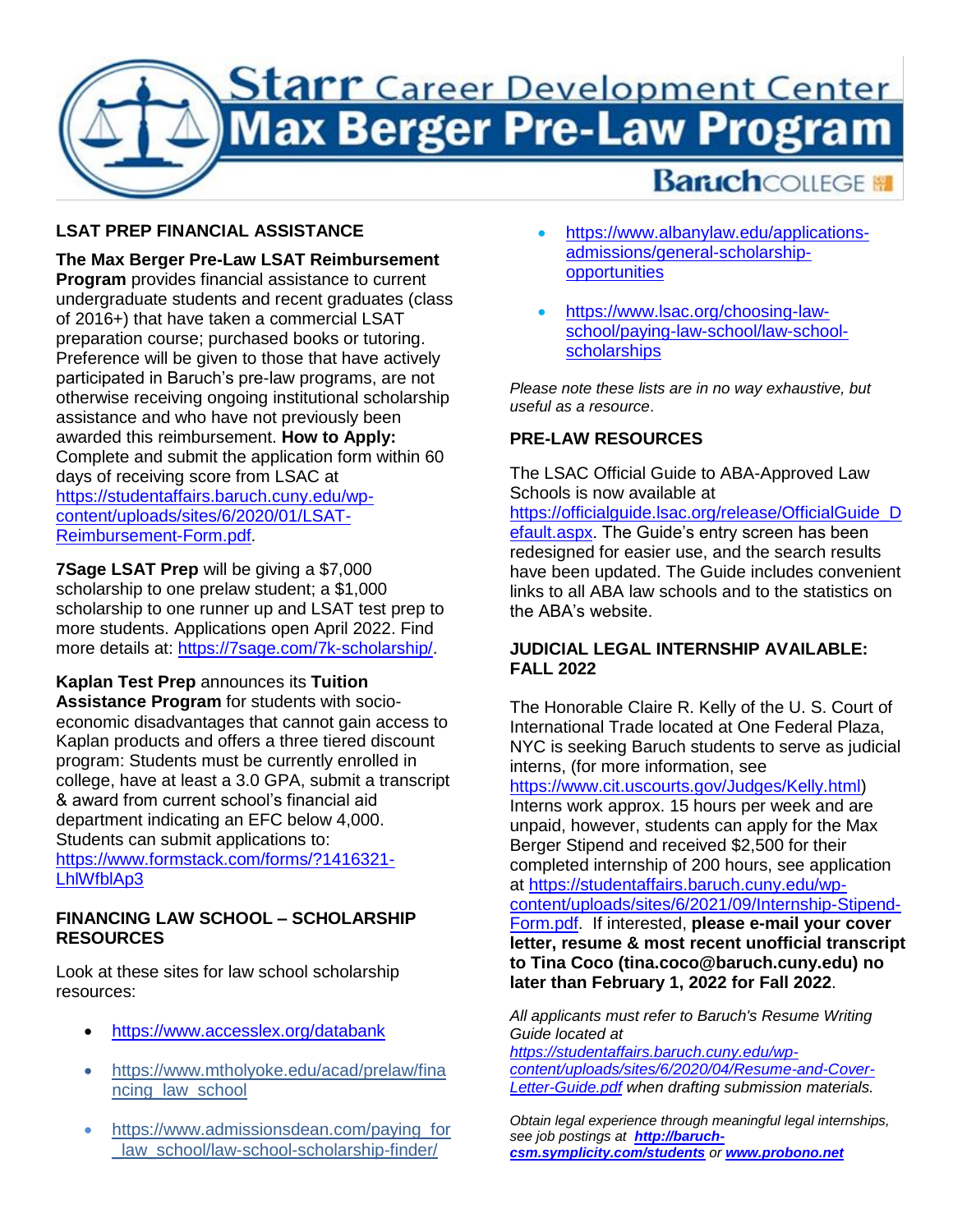# Starr Career Development Center
# Max Berger Pre-Law Program
Baruch COLLEGE

## LSAT PREP FINANCIAL ASSISTANCE

**The Max Berger Pre-Law LSAT Reimbursement Program** provides financial assistance to current undergraduate students and recent graduates (class of 2016+) that have taken a commercial LSAT preparation course; purchased books or tutoring. Preference will be given to those that have actively participated in Baruch's pre-law programs, are not otherwise receiving ongoing institutional scholarship assistance and who have not previously been awarded this reimbursement. **How to Apply:** Complete and submit the application form within 60 days of receiving score from LSAC at https://studentaffairs.baruch.cuny.edu/wp-content/uploads/sites/6/2020/01/LSAT-Reimbursement-Form.pdf.

**7Sage LSAT Prep** will be giving a $7,000 scholarship to one prelaw student; a $1,000 scholarship to one runner up and LSAT test prep to more students. Applications open April 2022. Find more details at: https://7sage.com/7k-scholarship/.

**Kaplan Test Prep** announces its **Tuition Assistance Program** for students with socio-economic disadvantages that cannot gain access to Kaplan products and offers a three tiered discount program: Students must be currently enrolled in college, have at least a 3.0 GPA, submit a transcript & award from current school's financial aid department indicating an EFC below 4,000. Students can submit applications to: https://www.formstack.com/forms/?1416321-LhlWfblAp3

## FINANCING LAW SCHOOL – SCHOLARSHIP RESOURCES

Look at these sites for law school scholarship resources:

- https://www.accesslex.org/databank
- https://www.mtholyoke.edu/acad/prelaw/financing_law_school
- https://www.admissionsdean.com/paying_for_law_school/law-school-scholarship-finder/
- https://www.albanylaw.edu/applications-admissions/general-scholarship-opportunities
- https://www.lsac.org/choosing-law-school/paying-law-school/law-school-scholarships

*Please note these lists are in no way exhaustive, but useful as a resource.*

## PRE-LAW RESOURCES

The LSAC Official Guide to ABA-Approved Law Schools is now available at https://officialguide.lsac.org/release/OfficialGuide_Default.aspx. The Guide's entry screen has been redesigned for easier use, and the search results have been updated. The Guide includes convenient links to all ABA law schools and to the statistics on the ABA's website.

## JUDICIAL LEGAL INTERNSHIP AVAILABLE: FALL 2022

The Honorable Claire R. Kelly of the U. S. Court of International Trade located at One Federal Plaza, NYC is seeking Baruch students to serve as judicial interns, (for more information, see https://www.cit.uscourts.gov/Judges/Kelly.html) Interns work approx. 15 hours per week and are unpaid, however, students can apply for the Max Berger Stipend and received $2,500 for their completed internship of 200 hours, see application at https://studentaffairs.baruch.cuny.edu/wp-content/uploads/sites/6/2021/09/Internship-Stipend-Form.pdf. If interested, **please e-mail your cover letter, resume & most recent unofficial transcript to Tina Coco (tina.coco@baruch.cuny.edu) no later than February 1, 2022 for Fall 2022**.

*All applicants must refer to Baruch's Resume Writing Guide located at https://studentaffairs.baruch.cuny.edu/wp-content/uploads/sites/6/2020/04/Resume-and-Cover-Letter-Guide.pdf when drafting submission materials.*

*Obtain legal experience through meaningful legal internships, see job postings at **http://baruch-csm.symplicity.com/students** or **www.probono.net***